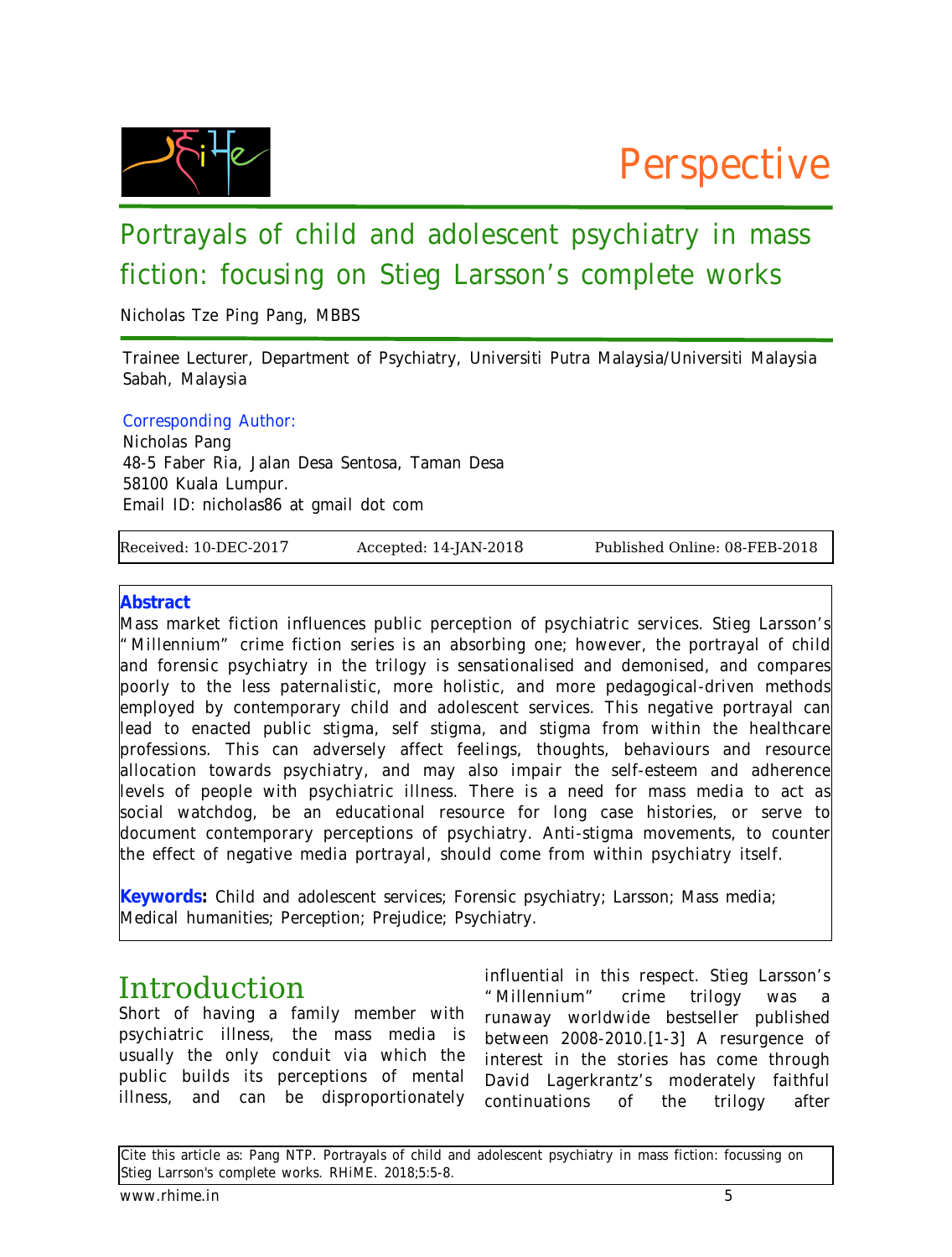Perspective

# Portrayals of child and adolescent psychiatry in mass fiction: focusing on Stieg Larsson's complete works

Nicholas Tze Ping Pang, MBBS

Trainee Lecturer, Department of Psychiatry, Universiti Putra Malaysia/Universiti Malaysia Sabah, Malaysia

Corresponding Author:
Nicholas Pang
48-5 Faber Ria, Jalan Desa Sentosa, Taman Desa
58100 Kuala Lumpur.
Email ID: nicholas86 at gmail dot com

Received: 10-DEC-2017 | Accepted: 14-JAN-2018 | Published Online: 08-FEB-2018

**Abstract**

Mass market fiction influences public perception of psychiatric services. Stieg Larsson's "Millennium" crime fiction series is an absorbing one; however, the portrayal of child and forensic psychiatry in the trilogy is sensationalised and demonised, and compares poorly to the less paternalistic, more holistic, and more pedagogical-driven methods employed by contemporary child and adolescent services. This negative portrayal can lead to enacted public stigma, self stigma, and stigma from within the healthcare professions. This can adversely affect feelings, thoughts, behaviours and resource allocation towards psychiatry, and may also impair the self-esteem and adherence levels of people with psychiatric illness. There is a need for mass media to act as social watchdog, be an educational resource for long case histories, or serve to document contemporary perceptions of psychiatry. Anti-stigma movements, to counter the effect of negative media portrayal, should come from within psychiatry itself.

**Keywords:** Child and adolescent services; Forensic psychiatry; Larsson; Mass media; Medical humanities; Perception; Prejudice; Psychiatry.

## Introduction

Short of having a family member with psychiatric illness, the mass media is usually the only conduit via which the public builds its perceptions of mental illness, and can be disproportionately influential in this respect. Stieg Larsson's "Millennium" crime trilogy was a runaway worldwide bestseller published between 2008-2010.[1-3] A resurgence of interest in the stories has come through David Lagerkrantz's moderately faithful continuations of the trilogy after

Cite this article as: Pang NTP. Portrayals of child and adolescent psychiatry in mass fiction: focussing on Stieg Larrson's complete works. RHiME. 2018;5:5-8.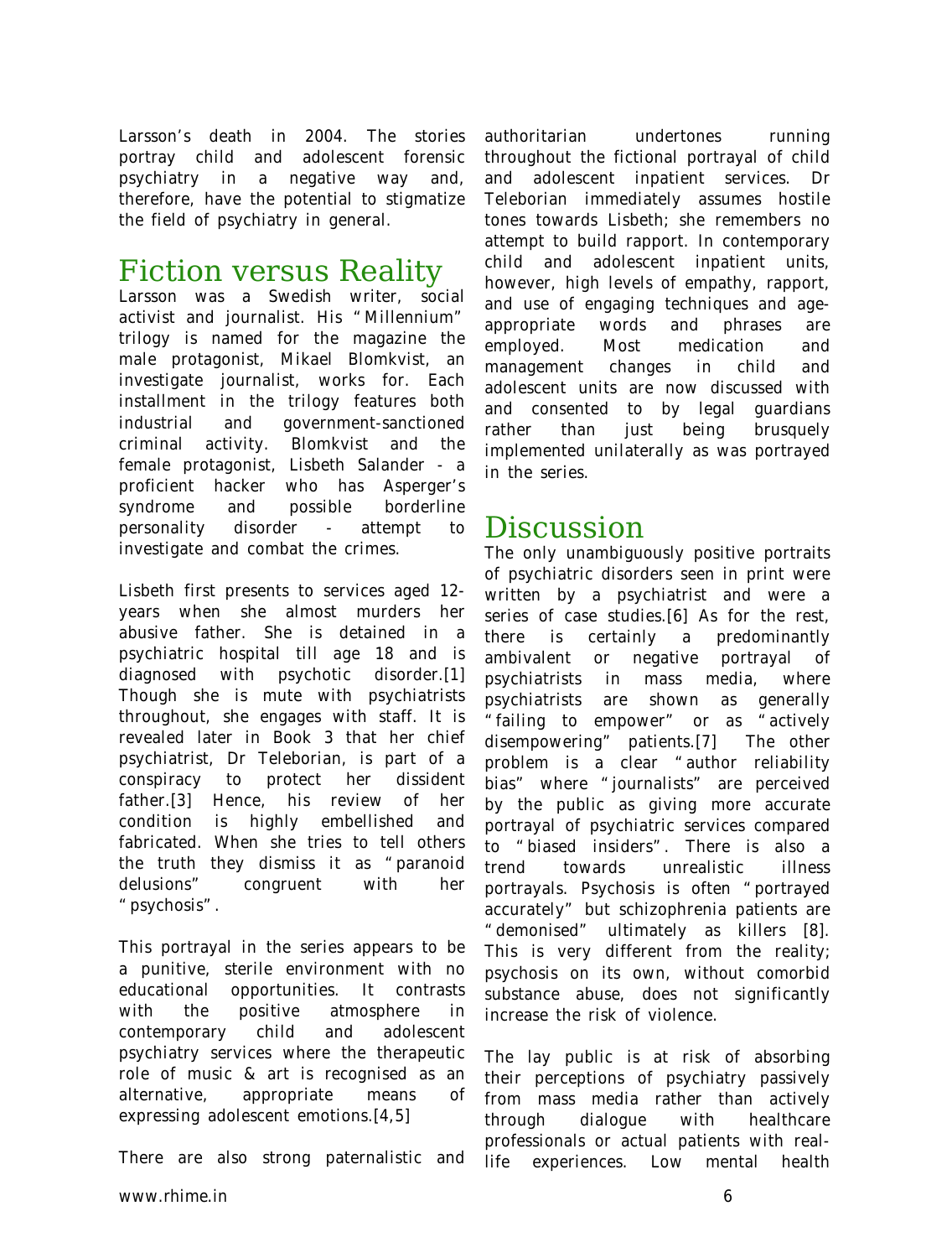Larsson's death in 2004. The stories portray child and adolescent forensic psychiatry in a negative way and, therefore, have the potential to stigmatize the field of psychiatry in general.

## Fiction versus Reality

Larsson was a Swedish writer, social activist and journalist. His "Millennium" trilogy is named for the magazine the male protagonist, Mikael Blomkvist, an investigate journalist, works for. Each installment in the trilogy features both industrial and government-sanctioned criminal activity. Blomkvist and the female protagonist, Lisbeth Salander - a proficient hacker who has Asperger's syndrome and possible borderline personality disorder - attempt to investigate and combat the crimes.

Lisbeth first presents to services aged 12-years when she almost murders her abusive father. She is detained in a psychiatric hospital till age 18 and is diagnosed with psychotic disorder.[1] Though she is mute with psychiatrists throughout, she engages with staff. It is revealed later in Book 3 that her chief psychiatrist, Dr Teleborian, is part of a conspiracy to protect her dissident father.[3] Hence, his review of her condition is highly embellished and fabricated. When she tries to tell others the truth they dismiss it as "paranoid delusions" congruent with her "psychosis".

This portrayal in the series appears to be a punitive, sterile environment with no educational opportunities. It contrasts with the positive atmosphere in contemporary child and adolescent psychiatry services where the therapeutic role of music & art is recognised as an alternative, appropriate means of expressing adolescent emotions.[4,5]

There are also strong paternalistic and authoritarian undertones running throughout the fictional portrayal of child and adolescent inpatient services. Dr Teleborian immediately assumes hostile tones towards Lisbeth; she remembers no attempt to build rapport. In contemporary child and adolescent inpatient units, however, high levels of empathy, rapport, and use of engaging techniques and age-appropriate words and phrases are employed. Most medication and management changes in child and adolescent units are now discussed with and consented to by legal guardians rather than just being brusquely implemented unilaterally as was portrayed in the series.

## Discussion

The only unambiguously positive portraits of psychiatric disorders seen in print were written by a psychiatrist and were a series of case studies.[6] As for the rest, there is certainly a predominantly ambivalent or negative portrayal of psychiatrists in mass media, where psychiatrists are shown as generally "failing to empower" or as "actively disempowering" patients.[7] The other problem is a clear "author reliability bias" where "journalists" are perceived by the public as giving more accurate portrayal of psychiatric services compared to "biased insiders". There is also a trend towards unrealistic illness portrayals. Psychosis is often "portrayed accurately" but schizophrenia patients are "demonised" ultimately as killers [8]. This is very different from the reality; psychosis on its own, without comorbid substance abuse, does not significantly increase the risk of violence.

The lay public is at risk of absorbing their perceptions of psychiatry passively from mass media rather than actively through dialogue with healthcare professionals or actual patients with real-life experiences. Low mental health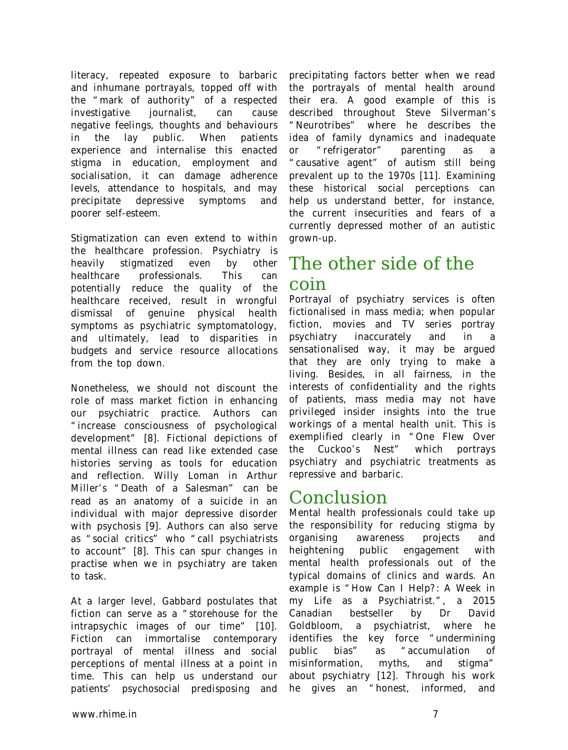literacy, repeated exposure to barbaric and inhumane portrayals, topped off with the "mark of authority" of a respected investigative journalist, can cause negative feelings, thoughts and behaviours in the lay public. When patients experience and internalise this enacted stigma in education, employment and socialisation, it can damage adherence levels, attendance to hospitals, and may precipitate depressive symptoms and poorer self-esteem.

Stigmatization can even extend to within the healthcare profession. Psychiatry is heavily stigmatized even by other healthcare professionals. This can potentially reduce the quality of the healthcare received, result in wrongful dismissal of genuine physical health symptoms as psychiatric symptomatology, and ultimately, lead to disparities in budgets and service resource allocations from the top down.

Nonetheless, we should not discount the role of mass market fiction in enhancing our psychiatric practice. Authors can "increase consciousness of psychological development" [8]. Fictional depictions of mental illness can read like extended case histories serving as tools for education and reflection. Willy Loman in Arthur Miller's "Death of a Salesman" can be read as an anatomy of a suicide in an individual with major depressive disorder with psychosis [9]. Authors can also serve as "social critics" who "call psychiatrists to account" [8]. This can spur changes in practise when we in psychiatry are taken to task.

At a larger level, Gabbard postulates that fiction can serve as a "storehouse for the intrapsychic images of our time" [10]. Fiction can immortalise contemporary portrayal of mental illness and social perceptions of mental illness at a point in time. This can help us understand our patients' psychosocial predisposing and precipitating factors better when we read the portrayals of mental health around their era. A good example of this is described throughout Steve Silverman's "Neurotribes" where he describes the idea of family dynamics and inadequate or "refrigerator" parenting as a "causative agent" of autism still being prevalent up to the 1970s [11]. Examining these historical social perceptions can help us understand better, for instance, the current insecurities and fears of a currently depressed mother of an autistic grown-up.

## The other side of the coin

Portrayal of psychiatry services is often fictionalised in mass media; when popular fiction, movies and TV series portray psychiatry inaccurately and in a sensationalised way, it may be argued that they are only trying to make a living. Besides, in all fairness, in the interests of confidentiality and the rights of patients, mass media may not have privileged insider insights into the true workings of a mental health unit. This is exemplified clearly in "One Flew Over the Cuckoo's Nest" which portrays psychiatry and psychiatric treatments as repressive and barbaric.

## Conclusion

Mental health professionals could take up the responsibility for reducing stigma by organising awareness projects and heightening public engagement with mental health professionals out of the typical domains of clinics and wards. An example is "How Can I Help?: A Week in my Life as a Psychiatrist.", a 2015 Canadian bestseller by Dr David Goldbloom, a psychiatrist, where he identifies the key force "undermining public bias" as "accumulation of misinformation, myths, and stigma" about psychiatry [12]. Through his work he gives an "honest, informed, and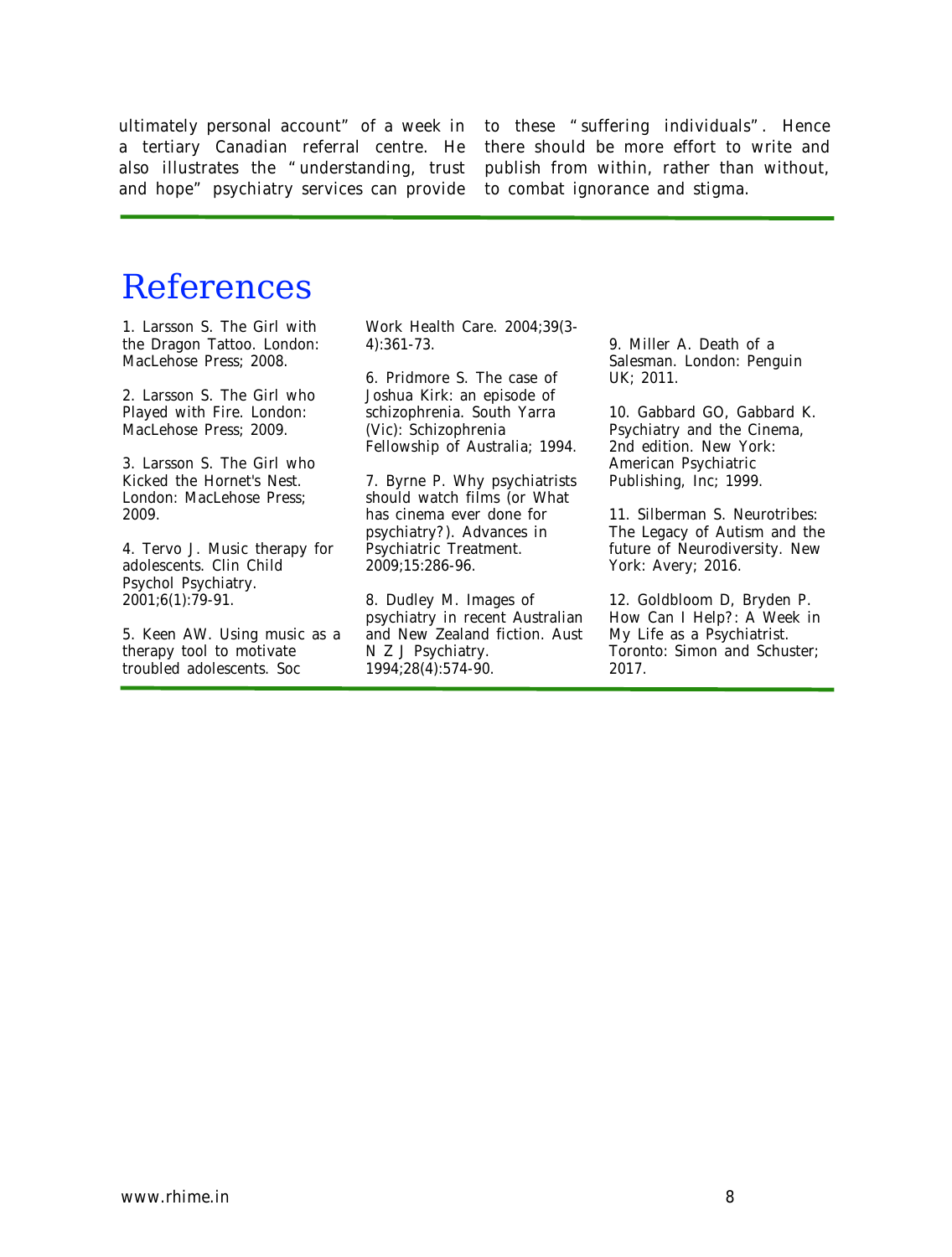ultimately personal account" of a week in a tertiary Canadian referral centre. He also illustrates the "understanding, trust and hope" psychiatry services can provide to these "suffering individuals". Hence there should be more effort to write and publish from within, rather than without, to combat ignorance and stigma.

## References

1. Larsson S. The Girl with the Dragon Tattoo. London: MacLehose Press; 2008.

2. Larsson S. The Girl who Played with Fire. London: MacLehose Press; 2009.

3. Larsson S. The Girl who Kicked the Hornet's Nest. London: MacLehose Press; 2009.

4. Tervo J. Music therapy for adolescents. Clin Child Psychol Psychiatry. 2001;6(1):79-91.

5. Keen AW. Using music as a therapy tool to motivate troubled adolescents. Soc Work Health Care. 2004;39(3-4):361-73.

6. Pridmore S. The case of Joshua Kirk: an episode of schizophrenia. South Yarra (Vic): Schizophrenia Fellowship of Australia; 1994.

7. Byrne P. Why psychiatrists should watch films (or What has cinema ever done for psychiatry?). Advances in Psychiatric Treatment. 2009;15:286-96.

8. Dudley M. Images of psychiatry in recent Australian and New Zealand fiction. Aust N Z J Psychiatry. 1994;28(4):574-90.

9. Miller A. Death of a Salesman. London: Penguin UK; 2011.

10. Gabbard GO, Gabbard K. Psychiatry and the Cinema, 2nd edition. New York: American Psychiatric Publishing, Inc; 1999.

11. Silberman S. Neurotribes: The Legacy of Autism and the future of Neurodiversity. New York: Avery; 2016.

12. Goldbloom D, Bryden P. How Can I Help?: A Week in My Life as a Psychiatrist. Toronto: Simon and Schuster; 2017.